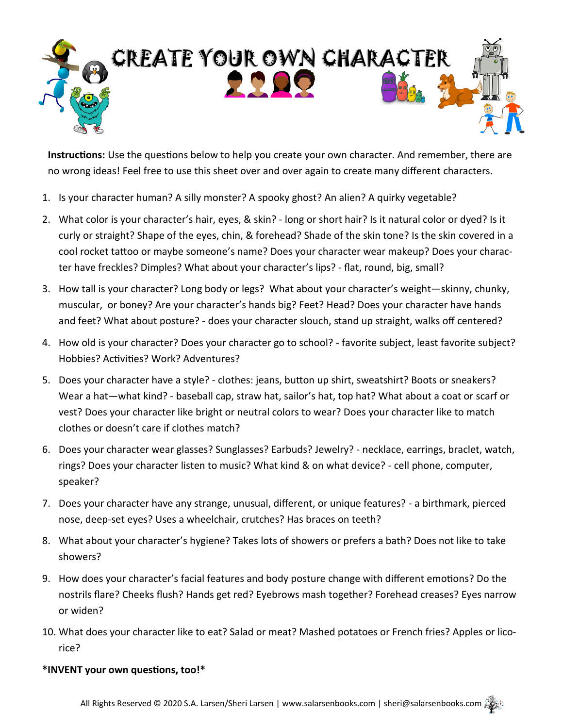# CREATE YOUR OWN CHARACTER

**Instructions:** Use the questions below to help you create your own character. And remember, there are no wrong ideas! Feel free to use this sheet over and over again to create many different characters.

1. Is your character human? A silly monster? A spooky ghost? An alien? A quirky vegetable?
2. What color is your character's hair, eyes, & skin? - long or short hair? Is it natural color or dyed? Is it curly or straight? Shape of the eyes, chin, & forehead? Shade of the skin tone? Is the skin covered in a cool rocket tattoo or maybe someone's name? Does your character wear makeup? Does your character have freckles? Dimples? What about your character's lips? - flat, round, big, small?
3. How tall is your character? Long body or legs? What about your character's weight—skinny, chunky, muscular, or boney? Are your character's hands big? Feet? Head? Does your character have hands and feet? What about posture? - does your character slouch, stand up straight, walks off centered?
4. How old is your character? Does your character go to school? - favorite subject, least favorite subject? Hobbies? Activities? Work? Adventures?
5. Does your character have a style? - clothes: jeans, button up shirt, sweatshirt? Boots or sneakers? Wear a hat—what kind? - baseball cap, straw hat, sailor's hat, top hat? What about a coat or scarf or vest? Does your character like bright or neutral colors to wear? Does your character like to match clothes or doesn't care if clothes match?
6. Does your character wear glasses? Sunglasses? Earbuds? Jewelry? - necklace, earrings, braclet, watch, rings? Does your character listen to music? What kind & on what device? - cell phone, computer, speaker?
7. Does your character have any strange, unusual, different, or unique features? - a birthmark, pierced nose, deep-set eyes? Uses a wheelchair, crutches? Has braces on teeth?
8. What about your character's hygiene? Takes lots of showers or prefers a bath? Does not like to take showers?
9. How does your character's facial features and body posture change with different emotions? Do the nostrils flare? Cheeks flush? Hands get red? Eyebrows mash together? Forehead creases? Eyes narrow or widen?
10. What does your character like to eat? Salad or meat? Mashed potatoes or French fries? Apples or licorice?

***INVENT your own questions, too!***

All Rights Reserved © 2020 S.A. Larsen/Sheri Larsen | www.salarsenbooks.com | sheri@salarsenbooks.com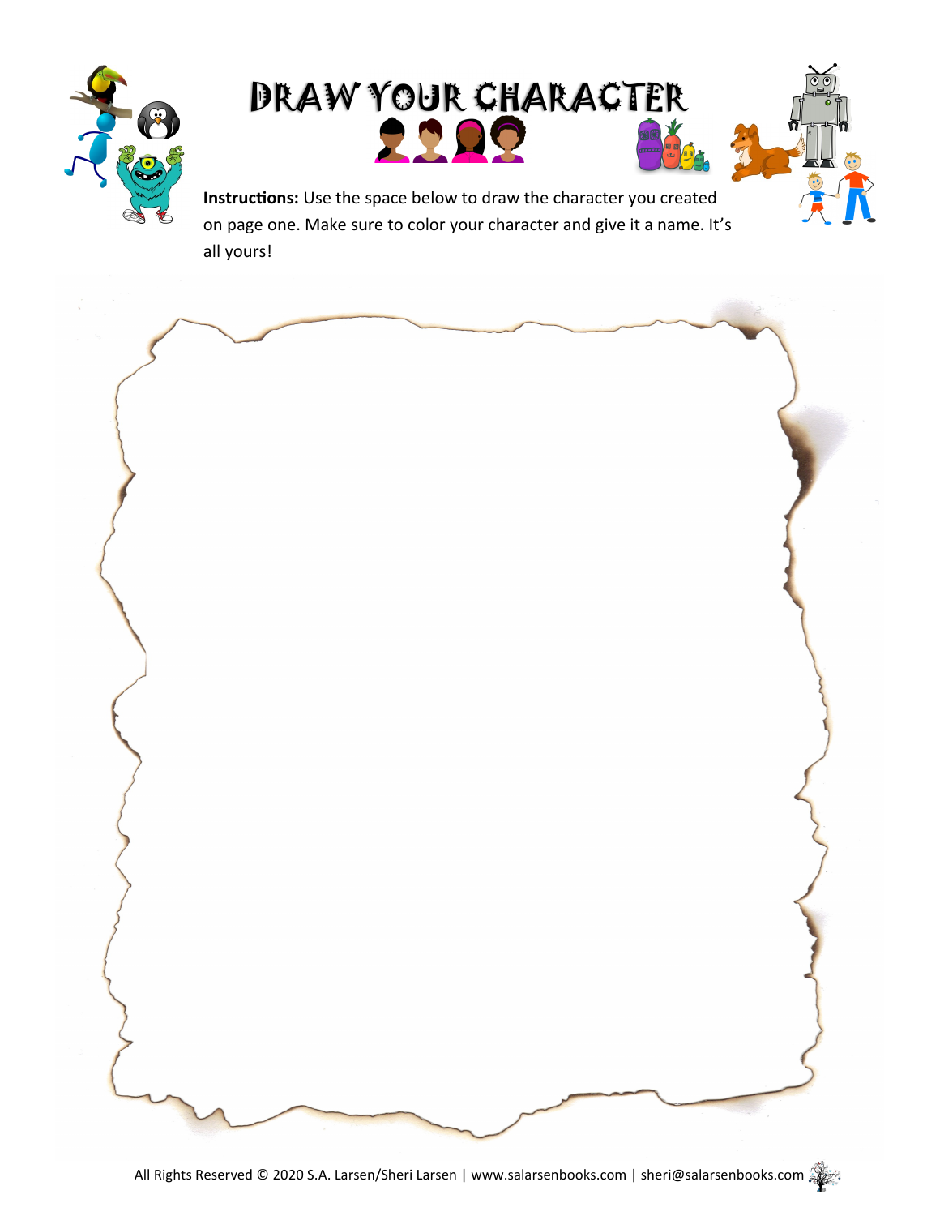# DRAW YOUR CHARACTER

**Instructions:** Use the space below to draw the character you created on page one. Make sure to color your character and give it a name. It's all yours!

All Rights Reserved © 2020 S.A. Larsen/Sheri Larsen | www.salarsenbooks.com | sheri@salarsenbooks.com